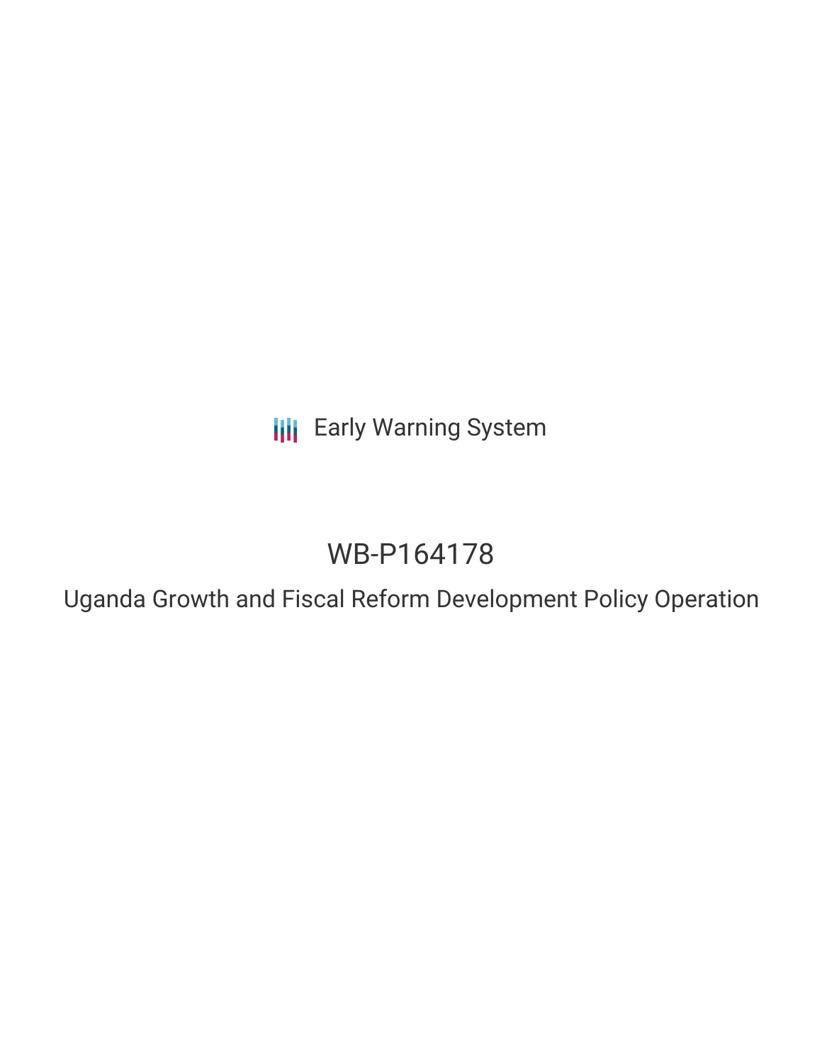Early Warning System

# WB-P164178

## Uganda Growth and Fiscal Reform Development Policy Operation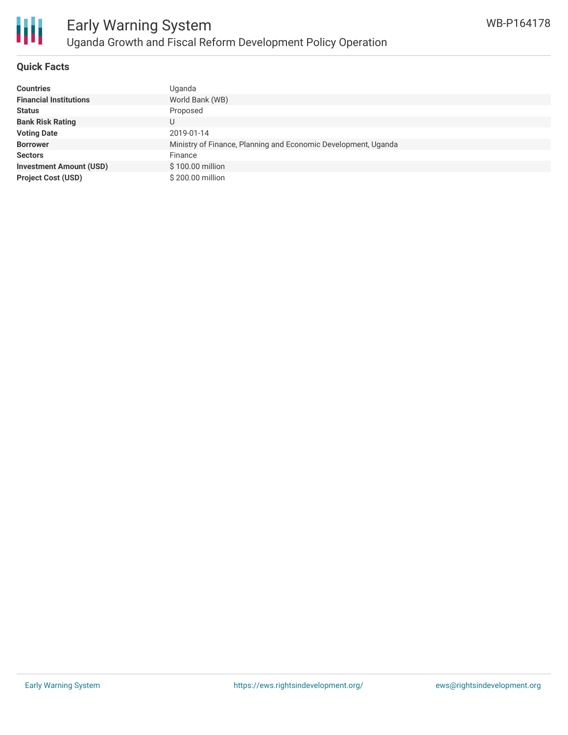# Early Warning System

## Uganda Growth and Fiscal Reform Development Policy Operation

WB-P164178

### Quick Facts

| | |
|---|---|
| **Countries** | Uganda |
| **Financial Institutions** | World Bank (WB) |
| **Status** | Proposed |
| **Bank Risk Rating** | U |
| **Voting Date** | 2019-01-14 |
| **Borrower** | Ministry of Finance, Planning and Economic Development, Uganda |
| **Sectors** | Finance |
| **Investment Amount (USD)** | $ 100.00 million |
| **Project Cost (USD)** | $ 200.00 million |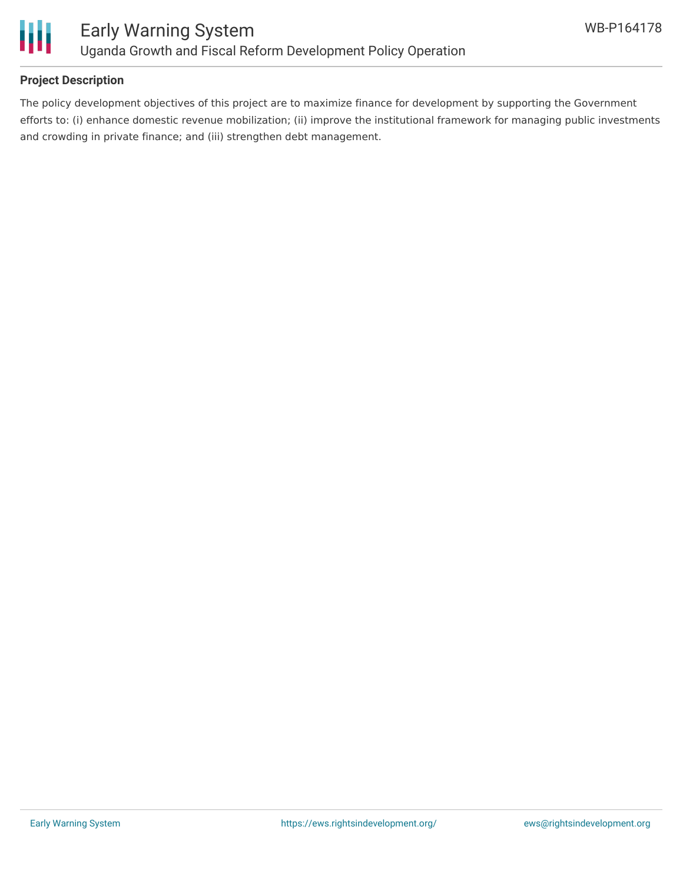**Project Description**

The policy development objectives of this project are to maximize finance for development by supporting the Government efforts to: (i) enhance domestic revenue mobilization; (ii) improve the institutional framework for managing public investments and crowding in private finance; and (iii) strengthen debt management.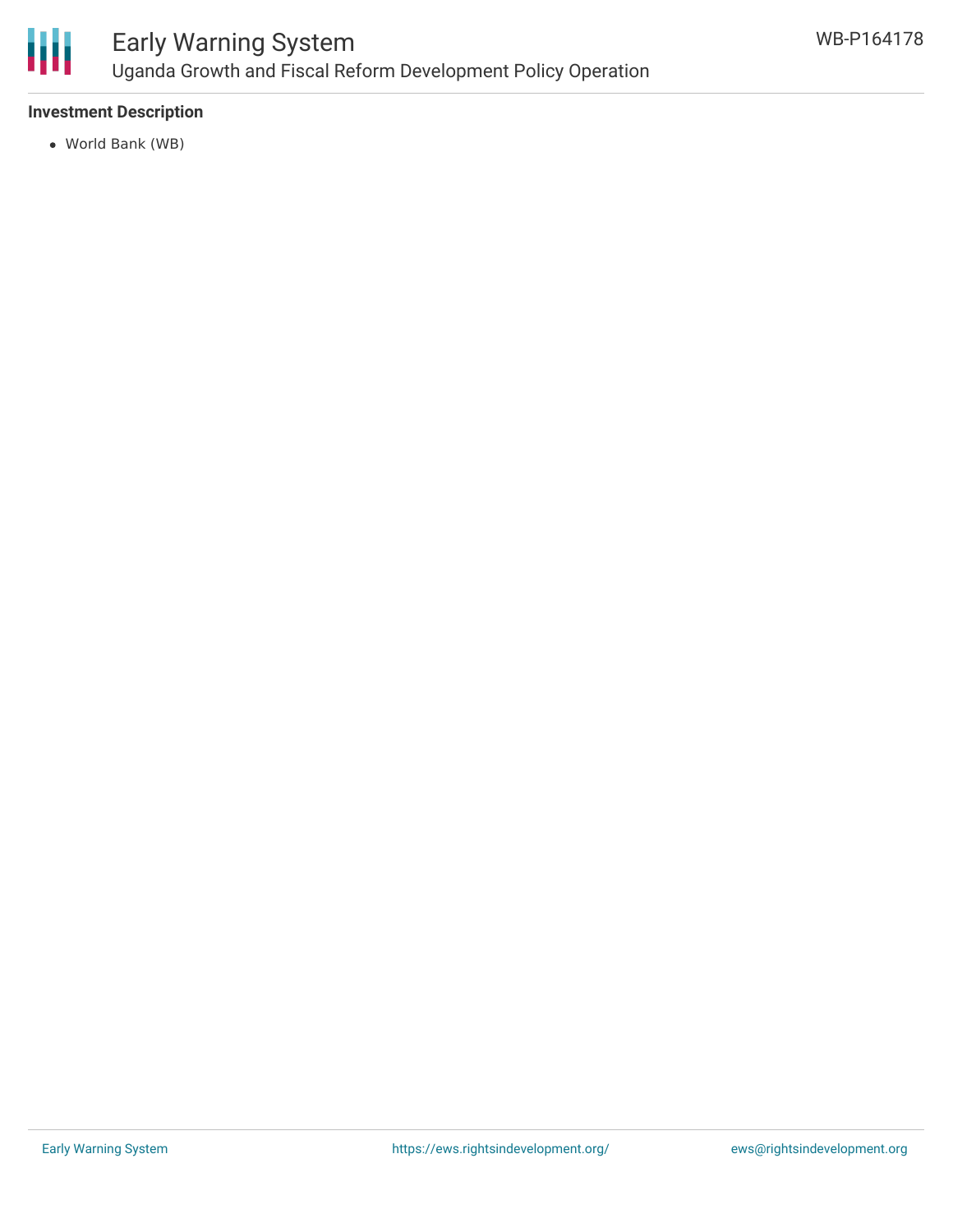**Investment Description**

- World Bank (WB)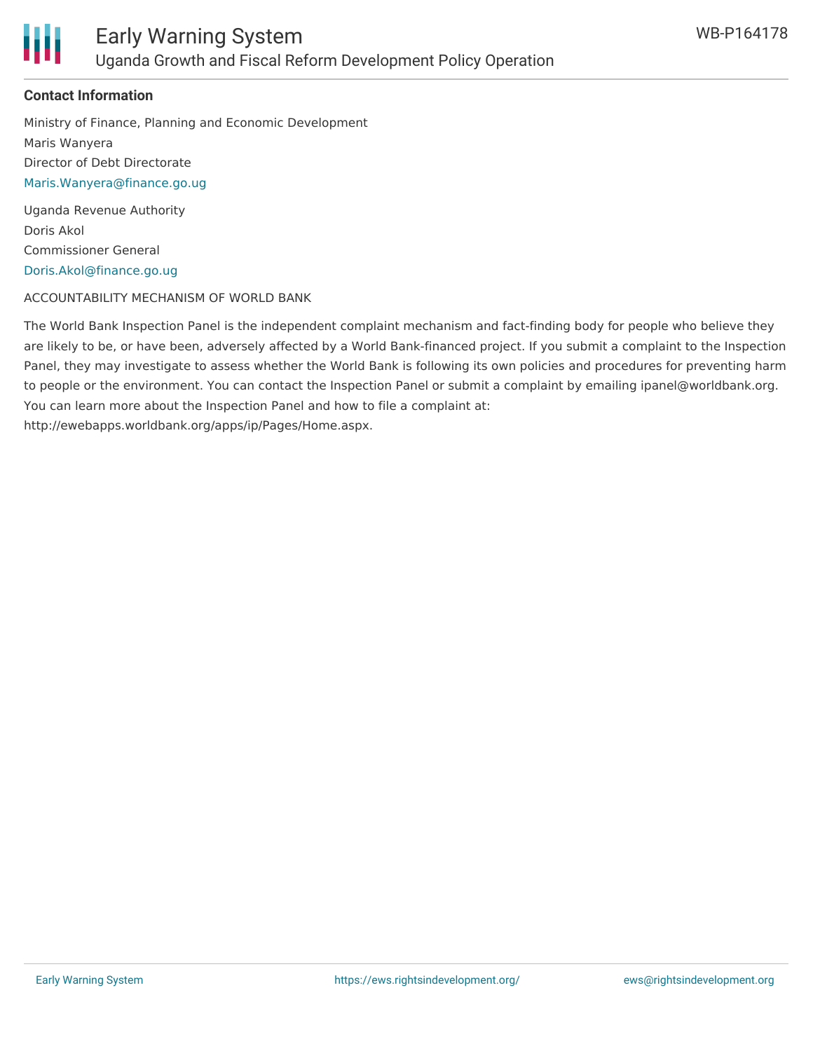**Contact Information**

Ministry of Finance, Planning and Economic Development
Maris Wanyera
Director of Debt Directorate
Maris.Wanyera@finance.go.ug

Uganda Revenue Authority
Doris Akol
Commissioner General
Doris.Akol@finance.go.ug

ACCOUNTABILITY MECHANISM OF WORLD BANK

The World Bank Inspection Panel is the independent complaint mechanism and fact-finding body for people who believe they are likely to be, or have been, adversely affected by a World Bank-financed project. If you submit a complaint to the Inspection Panel, they may investigate to assess whether the World Bank is following its own policies and procedures for preventing harm to people or the environment. You can contact the Inspection Panel or submit a complaint by emailing ipanel@worldbank.org. You can learn more about the Inspection Panel and how to file a complaint at: http://ewebapps.worldbank.org/apps/ip/Pages/Home.aspx.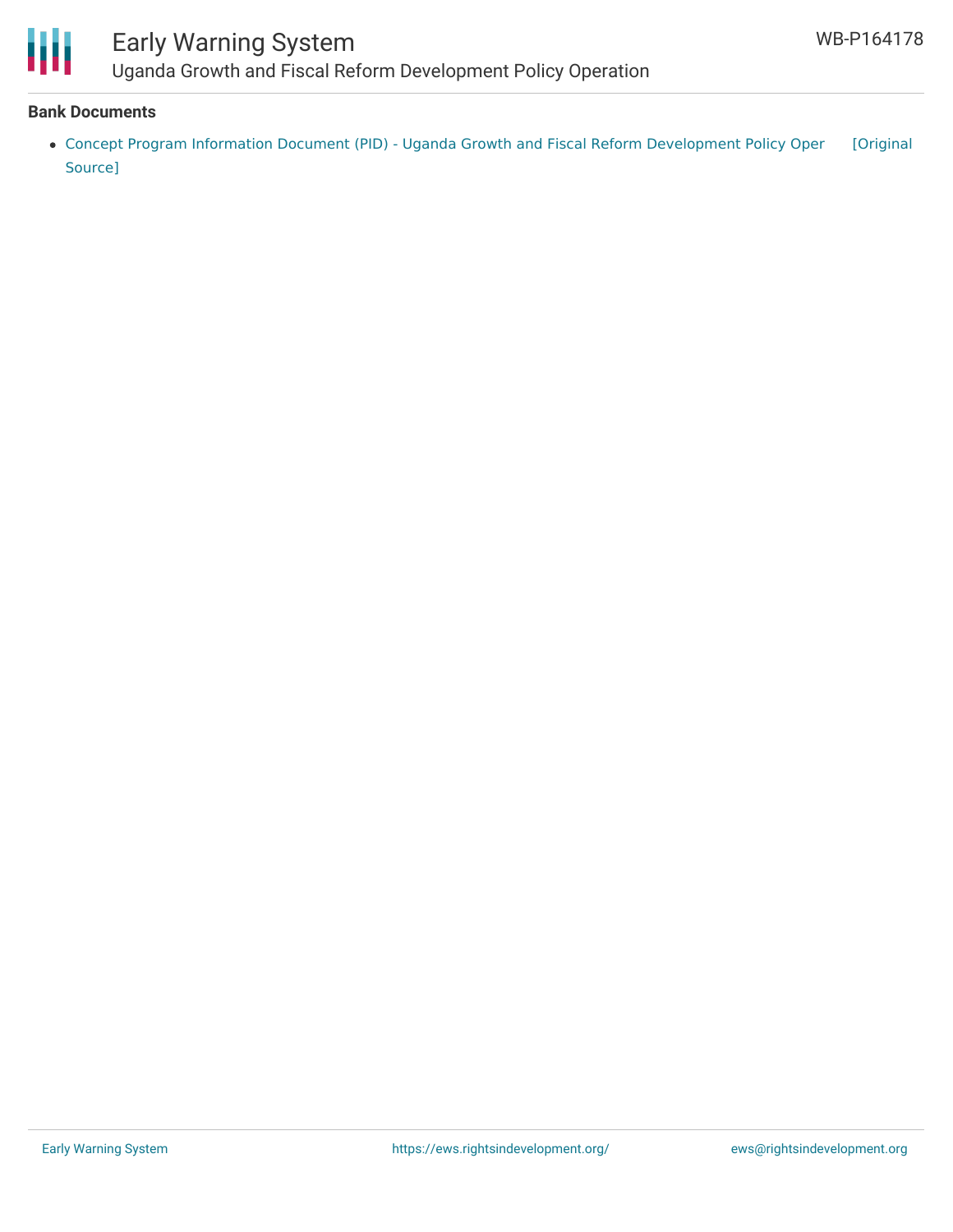**Bank Documents**

- Concept Program Information Document (PID) - Uganda Growth and Fiscal Reform Development Policy Oper [Original Source]